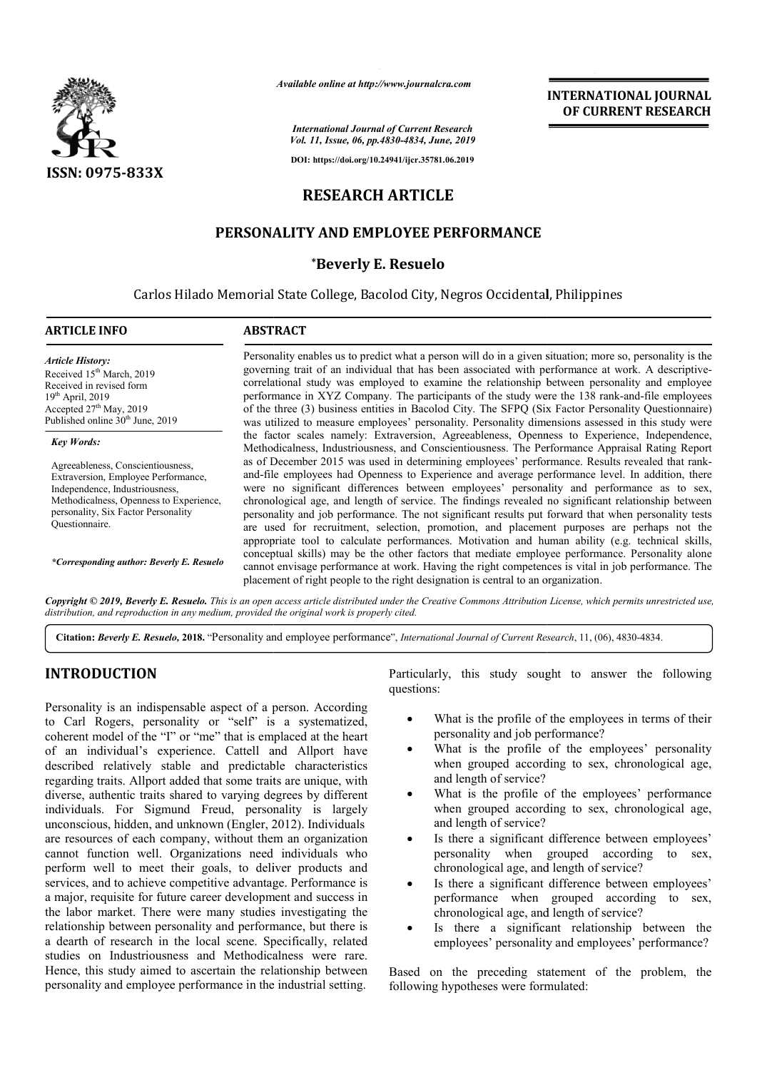*Available online at http://www.journalcra.com*

*International Journal of Current Research*
*Vol. 11, Issue, 06, pp.4830-4834, June, 2019*

**DOI: https://doi.org/10.24941/ijcr.35781.06.2019**

**ISSN: 0975-833X**

**INTERNATIONAL JOURNAL OF CURRENT RESEARCH**

# RESEARCH ARTICLE

# PERSONALITY AND EMPLOYEE PERFORMANCE

**\*Beverly E. Resuelo**

Carlos Hilado Memorial State College, Bacolod City, Negros Occidental, Philippines

**ARTICLE INFO**

*Article History:*
Received 15th March, 2019
Received in revised form 19th April, 2019
Accepted 27th May, 2019
Published online 30th June, 2019

*Key Words:*
Agreeableness, Conscientiousness, Extraversion, Employee Performance, Independence, Industriousness, Methodicalness, Openness to Experience, personality, Six Factor Personality Questionnaire.

*\*Corresponding author: Beverly E. Resuelo*

**ABSTRACT**

Personality enables us to predict what a person will do in a given situation; more so, personality is the governing trait of an individual that has been associated with performance at work. A descriptive-correlational study was employed to examine the relationship between personality and employee performance in XYZ Company. The participants of the study were the 138 rank-and-file employees of the three (3) business entities in Bacolod City. The SFPQ (Six Factor Personality Questionnaire) was utilized to measure employees' personality. Personality dimensions assessed in this study were the factor scales namely: Extraversion, Agreeableness, Openness to Experience, Independence, Methodicalness, Industriousness, and Conscientiousness. The Performance Appraisal Rating Report as of December 2015 was used in determining employees' performance. Results revealed that rank-and-file employees had Openness to Experience and average performance level. In addition, there were no significant differences between employees' personality and performance as to sex, chronological age, and length of service. The findings revealed no significant relationship between personality and job performance. The not significant results put forward that when personality tests are used for recruitment, selection, promotion, and placement purposes are perhaps not the appropriate tool to calculate performances. Motivation and human ability (e.g. technical skills, conceptual skills) may be the other factors that mediate employee performance. Personality alone cannot envisage performance at work. Having the right competences is vital in job performance. The placement of right people to the right designation is central to an organization.

*Copyright © 2019, Beverly E. Resuelo. This is an open access article distributed under the Creative Commons Attribution License, which permits unrestricted use, distribution, and reproduction in any medium, provided the original work is properly cited.*

**Citation:** *Beverly E. Resuelo,* **2018.** "Personality and employee performance", *International Journal of Current Research*, 11, (06), 4830-4834.

## INTRODUCTION

Personality is an indispensable aspect of a person. According to Carl Rogers, personality or "self" is a systematized, coherent model of the "I" or "me" that is emplaced at the heart of an individual's experience. Cattell and Allport have described relatively stable and predictable characteristics regarding traits. Allport added that some traits are unique, with diverse, authentic traits shared to varying degrees by different individuals. For Sigmund Freud, personality is largely unconscious, hidden, and unknown (Engler, 2012). Individuals are resources of each company, without them an organization cannot function well. Organizations need individuals who perform well to meet their goals, to deliver products and services, and to achieve competitive advantage. Performance is a major, requisite for future career development and success in the labor market. There were many studies investigating the relationship between personality and performance, but there is a dearth of research in the local scene. Specifically, related studies on Industriousness and Methodicalness were rare. Hence, this study aimed to ascertain the relationship between personality and employee performance in the industrial setting.

Particularly, this study sought to answer the following questions:

- What is the profile of the employees in terms of their personality and job performance?
- What is the profile of the employees' personality when grouped according to sex, chronological age, and length of service?
- What is the profile of the employees' performance when grouped according to sex, chronological age, and length of service?
- Is there a significant difference between employees' personality when grouped according to sex, chronological age, and length of service?
- Is there a significant difference between employees' performance when grouped according to sex, chronological age, and length of service?
- Is there a significant relationship between the employees' personality and employees' performance?

Based on the preceding statement of the problem, the following hypotheses were formulated: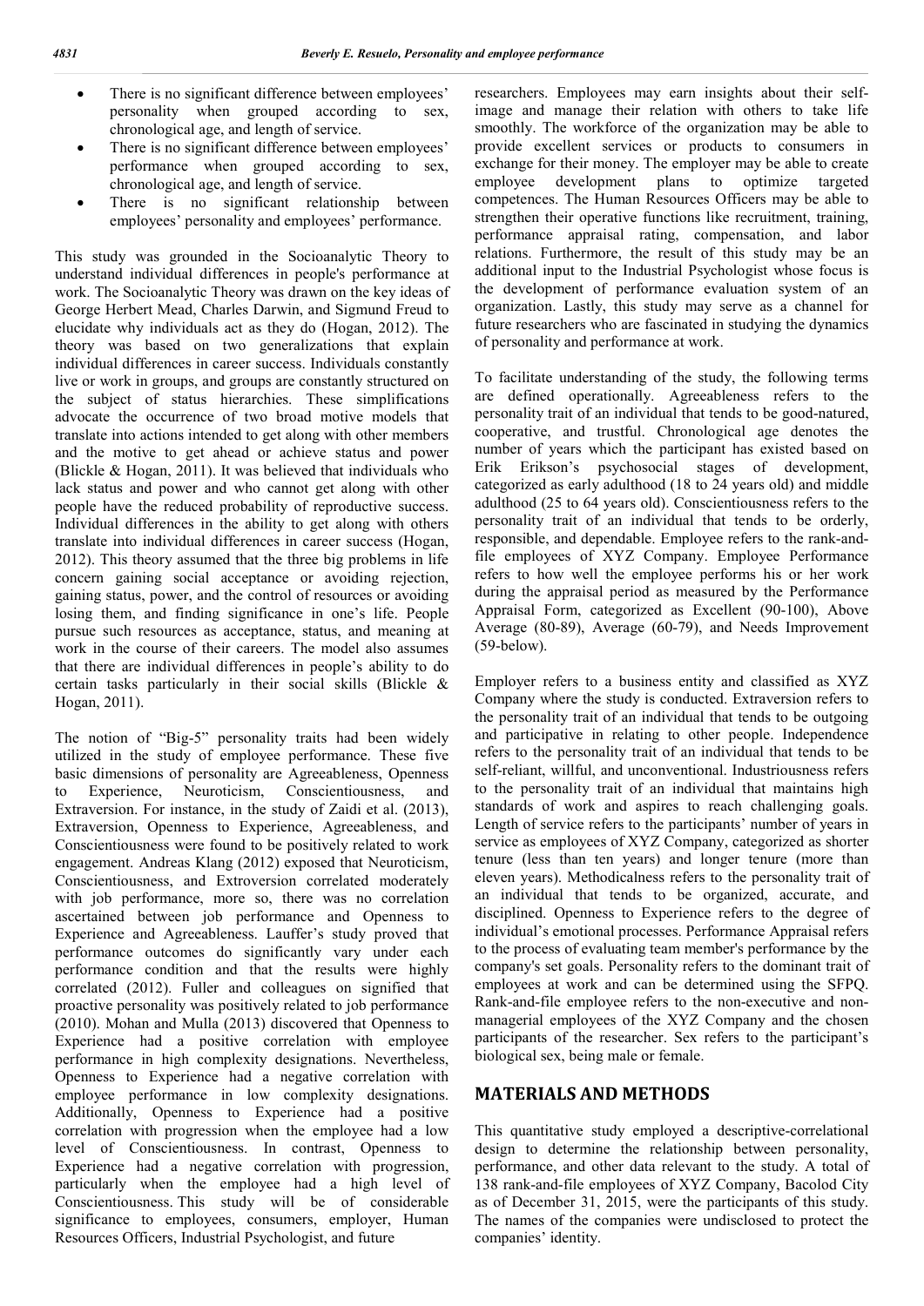- There is no significant difference between employees' personality when grouped according to sex, chronological age, and length of service.
- There is no significant difference between employees' performance when grouped according to sex, chronological age, and length of service.
- There is no significant relationship between employees' personality and employees' performance.

This study was grounded in the Socioanalytic Theory to understand individual differences in people's performance at work. The Socioanalytic Theory was drawn on the key ideas of George Herbert Mead, Charles Darwin, and Sigmund Freud to elucidate why individuals act as they do (Hogan, 2012). The theory was based on two generalizations that explain individual differences in career success. Individuals constantly live or work in groups, and groups are constantly structured on the subject of status hierarchies. These simplifications advocate the occurrence of two broad motive models that translate into actions intended to get along with other members and the motive to get ahead or achieve status and power (Blickle & Hogan, 2011). It was believed that individuals who lack status and power and who cannot get along with other people have the reduced probability of reproductive success. Individual differences in the ability to get along with others translate into individual differences in career success (Hogan, 2012). This theory assumed that the three big problems in life concern gaining social acceptance or avoiding rejection, gaining status, power, and the control of resources or avoiding losing them, and finding significance in one's life. People pursue such resources as acceptance, status, and meaning at work in the course of their careers. The model also assumes that there are individual differences in people's ability to do certain tasks particularly in their social skills (Blickle & Hogan, 2011).

The notion of "Big-5" personality traits had been widely utilized in the study of employee performance. These five basic dimensions of personality are Agreeableness, Openness to Experience, Neuroticism, Conscientiousness, and Extraversion. For instance, in the study of Zaidi et al. (2013), Extraversion, Openness to Experience, Agreeableness, and Conscientiousness were found to be positively related to work engagement. Andreas Klang (2012) exposed that Neuroticism, Conscientiousness, and Extroversion correlated moderately with job performance, more so, there was no correlation ascertained between job performance and Openness to Experience and Agreeableness. Lauffer's study proved that performance outcomes do significantly vary under each performance condition and that the results were highly correlated (2012). Fuller and colleagues on signified that proactive personality was positively related to job performance (2010). Mohan and Mulla (2013) discovered that Openness to Experience had a positive correlation with employee performance in high complexity designations. Nevertheless, Openness to Experience had a negative correlation with employee performance in low complexity designations. Additionally, Openness to Experience had a positive correlation with progression when the employee had a low level of Conscientiousness. In contrast, Openness to Experience had a negative correlation with progression, particularly when the employee had a high level of Conscientiousness. This study will be of considerable significance to employees, consumers, employer, Human Resources Officers, Industrial Psychologist, and future researchers. Employees may earn insights about their self-image and manage their relation with others to take life smoothly. The workforce of the organization may be able to provide excellent services or products to consumers in exchange for their money. The employer may be able to create employee development plans to optimize targeted competences. The Human Resources Officers may be able to strengthen their operative functions like recruitment, training, performance appraisal rating, compensation, and labor relations. Furthermore, the result of this study may be an additional input to the Industrial Psychologist whose focus is the development of performance evaluation system of an organization. Lastly, this study may serve as a channel for future researchers who are fascinated in studying the dynamics of personality and performance at work.

To facilitate understanding of the study, the following terms are defined operationally. Agreeableness refers to the personality trait of an individual that tends to be good-natured, cooperative, and trustful. Chronological age denotes the number of years which the participant has existed based on Erik Erikson's psychosocial stages of development, categorized as early adulthood (18 to 24 years old) and middle adulthood (25 to 64 years old). Conscientiousness refers to the personality trait of an individual that tends to be orderly, responsible, and dependable. Employee refers to the rank-and-file employees of XYZ Company. Employee Performance refers to how well the employee performs his or her work during the appraisal period as measured by the Performance Appraisal Form, categorized as Excellent (90-100), Above Average (80-89), Average (60-79), and Needs Improvement (59-below).

Employer refers to a business entity and classified as XYZ Company where the study is conducted. Extraversion refers to the personality trait of an individual that tends to be outgoing and participative in relating to other people. Independence refers to the personality trait of an individual that tends to be self-reliant, willful, and unconventional. Industriousness refers to the personality trait of an individual that maintains high standards of work and aspires to reach challenging goals. Length of service refers to the participants' number of years in service as employees of XYZ Company, categorized as shorter tenure (less than ten years) and longer tenure (more than eleven years). Methodicalness refers to the personality trait of an individual that tends to be organized, accurate, and disciplined. Openness to Experience refers to the degree of individual's emotional processes. Performance Appraisal refers to the process of evaluating team member's performance by the company's set goals. Personality refers to the dominant trait of employees at work and can be determined using the SFPQ. Rank-and-file employee refers to the non-executive and non-managerial employees of the XYZ Company and the chosen participants of the researcher. Sex refers to the participant's biological sex, being male or female.

## MATERIALS AND METHODS

This quantitative study employed a descriptive-correlational design to determine the relationship between personality, performance, and other data relevant to the study. A total of 138 rank-and-file employees of XYZ Company, Bacolod City as of December 31, 2015, were the participants of this study. The names of the companies were undisclosed to protect the companies' identity.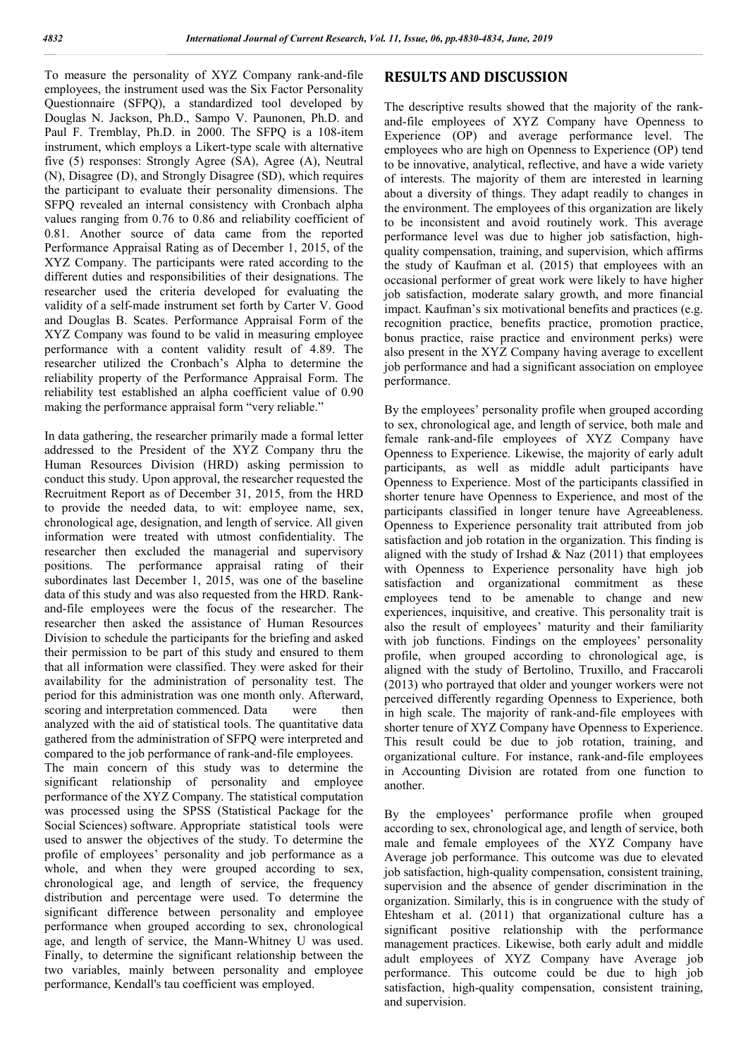To measure the personality of XYZ Company rank-and-file employees, the instrument used was the Six Factor Personality Questionnaire (SFPQ), a standardized tool developed by Douglas N. Jackson, Ph.D., Sampo V. Paunonen, Ph.D. and Paul F. Tremblay, Ph.D. in 2000. The SFPQ is a 108-item instrument, which employs a Likert-type scale with alternative five (5) responses: Strongly Agree (SA), Agree (A), Neutral (N), Disagree (D), and Strongly Disagree (SD), which requires the participant to evaluate their personality dimensions. The SFPQ revealed an internal consistency with Cronbach alpha values ranging from 0.76 to 0.86 and reliability coefficient of 0.81. Another source of data came from the reported Performance Appraisal Rating as of December 1, 2015, of the XYZ Company. The participants were rated according to the different duties and responsibilities of their designations. The researcher used the criteria developed for evaluating the validity of a self-made instrument set forth by Carter V. Good and Douglas B. Scates. Performance Appraisal Form of the XYZ Company was found to be valid in measuring employee performance with a content validity result of 4.89. The researcher utilized the Cronbach's Alpha to determine the reliability property of the Performance Appraisal Form. The reliability test established an alpha coefficient value of 0.90 making the performance appraisal form "very reliable."

In data gathering, the researcher primarily made a formal letter addressed to the President of the XYZ Company thru the Human Resources Division (HRD) asking permission to conduct this study. Upon approval, the researcher requested the Recruitment Report as of December 31, 2015, from the HRD to provide the needed data, to wit: employee name, sex, chronological age, designation, and length of service. All given information were treated with utmost confidentiality. The researcher then excluded the managerial and supervisory positions. The performance appraisal rating of their subordinates last December 1, 2015, was one of the baseline data of this study and was also requested from the HRD. Rank-and-file employees were the focus of the researcher. The researcher then asked the assistance of Human Resources Division to schedule the participants for the briefing and asked their permission to be part of this study and ensured to them that all information were classified. They were asked for their availability for the administration of personality test. The period for this administration was one month only. Afterward, scoring and interpretation commenced. Data were then analyzed with the aid of statistical tools. The quantitative data gathered from the administration of SFPQ were interpreted and compared to the job performance of rank-and-file employees. The main concern of this study was to determine the significant relationship of personality and employee performance of the XYZ Company. The statistical computation was processed using the SPSS (Statistical Package for the Social Sciences) software. Appropriate statistical tools were used to answer the objectives of the study. To determine the profile of employees' personality and job performance as a whole, and when they were grouped according to sex, chronological age, and length of service, the frequency distribution and percentage were used. To determine the significant difference between personality and employee performance when grouped according to sex, chronological age, and length of service, the Mann-Whitney U was used. Finally, to determine the significant relationship between the two variables, mainly between personality and employee performance, Kendall's tau coefficient was employed.

## RESULTS AND DISCUSSION

The descriptive results showed that the majority of the rank-and-file employees of XYZ Company have Openness to Experience (OP) and average performance level. The employees who are high on Openness to Experience (OP) tend to be innovative, analytical, reflective, and have a wide variety of interests. The majority of them are interested in learning about a diversity of things. They adapt readily to changes in the environment. The employees of this organization are likely to be inconsistent and avoid routinely work. This average performance level was due to higher job satisfaction, high-quality compensation, training, and supervision, which affirms the study of Kaufman et al. (2015) that employees with an occasional performer of great work were likely to have higher job satisfaction, moderate salary growth, and more financial impact. Kaufman's six motivational benefits and practices (e.g. recognition practice, benefits practice, promotion practice, bonus practice, raise practice and environment perks) were also present in the XYZ Company having average to excellent job performance and had a significant association on employee performance.

By the employees' personality profile when grouped according to sex, chronological age, and length of service, both male and female rank-and-file employees of XYZ Company have Openness to Experience. Likewise, the majority of early adult participants, as well as middle adult participants have Openness to Experience. Most of the participants classified in shorter tenure have Openness to Experience, and most of the participants classified in longer tenure have Agreeableness. Openness to Experience personality trait attributed from job satisfaction and job rotation in the organization. This finding is aligned with the study of Irshad & Naz (2011) that employees with Openness to Experience personality have high job satisfaction and organizational commitment as these employees tend to be amenable to change and new experiences, inquisitive, and creative. This personality trait is also the result of employees' maturity and their familiarity with job functions. Findings on the employees' personality profile, when grouped according to chronological age, is aligned with the study of Bertolino, Truxillo, and Fraccaroli (2013) who portrayed that older and younger workers were not perceived differently regarding Openness to Experience, both in high scale. The majority of rank-and-file employees with shorter tenure of XYZ Company have Openness to Experience. This result could be due to job rotation, training, and organizational culture. For instance, rank-and-file employees in Accounting Division are rotated from one function to another.

By the employees' performance profile when grouped according to sex, chronological age, and length of service, both male and female employees of the XYZ Company have Average job performance. This outcome was due to elevated job satisfaction, high-quality compensation, consistent training, supervision and the absence of gender discrimination in the organization. Similarly, this is in congruence with the study of Ehtesham et al. (2011) that organizational culture has a significant positive relationship with the performance management practices. Likewise, both early adult and middle adult employees of XYZ Company have Average job performance. This outcome could be due to high job satisfaction, high-quality compensation, consistent training, and supervision.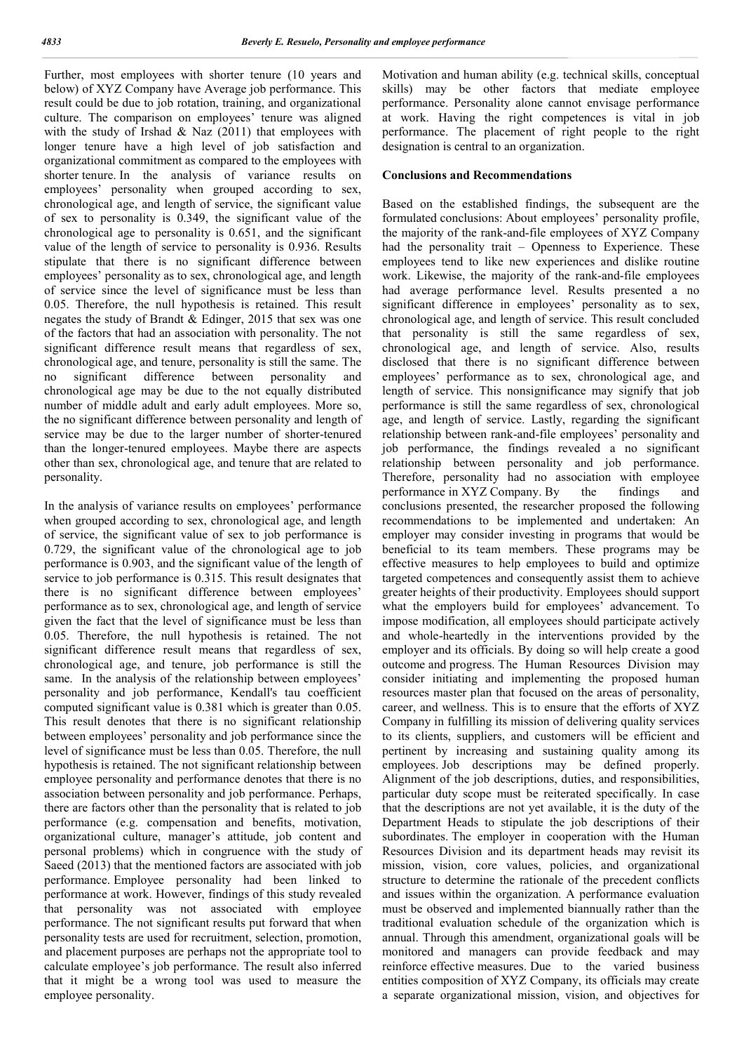Further, most employees with shorter tenure (10 years and below) of XYZ Company have Average job performance. This result could be due to job rotation, training, and organizational culture. The comparison on employees' tenure was aligned with the study of Irshad & Naz (2011) that employees with longer tenure have a high level of job satisfaction and organizational commitment as compared to the employees with shorter tenure. In the analysis of variance results on employees' personality when grouped according to sex, chronological age, and length of service, the significant value of sex to personality is 0.349, the significant value of the chronological age to personality is 0.651, and the significant value of the length of service to personality is 0.936. Results stipulate that there is no significant difference between employees' personality as to sex, chronological age, and length of service since the level of significance must be less than 0.05. Therefore, the null hypothesis is retained. This result negates the study of Brandt & Edinger, 2015 that sex was one of the factors that had an association with personality. The not significant difference result means that regardless of sex, chronological age, and tenure, personality is still the same. The no significant difference between personality and chronological age may be due to the not equally distributed number of middle adult and early adult employees. More so, the no significant difference between personality and length of service may be due to the larger number of shorter-tenured than the longer-tenured employees. Maybe there are aspects other than sex, chronological age, and tenure that are related to personality.

In the analysis of variance results on employees' performance when grouped according to sex, chronological age, and length of service, the significant value of sex to job performance is 0.729, the significant value of the chronological age to job performance is 0.903, and the significant value of the length of service to job performance is 0.315. This result designates that there is no significant difference between employees' performance as to sex, chronological age, and length of service given the fact that the level of significance must be less than 0.05. Therefore, the null hypothesis is retained. The not significant difference result means that regardless of sex, chronological age, and tenure, job performance is still the same. In the analysis of the relationship between employees' personality and job performance, Kendall's tau coefficient computed significant value is 0.381 which is greater than 0.05. This result denotes that there is no significant relationship between employees' personality and job performance since the level of significance must be less than 0.05. Therefore, the null hypothesis is retained. The not significant relationship between employee personality and performance denotes that there is no association between personality and job performance. Perhaps, there are factors other than the personality that is related to job performance (e.g. compensation and benefits, motivation, organizational culture, manager's attitude, job content and personal problems) which in congruence with the study of Saeed (2013) that the mentioned factors are associated with job performance. Employee personality had been linked to performance at work. However, findings of this study revealed that personality was not associated with employee performance. The not significant results put forward that when personality tests are used for recruitment, selection, promotion, and placement purposes are perhaps not the appropriate tool to calculate employee's job performance. The result also inferred that it might be a wrong tool was used to measure the employee personality.

Motivation and human ability (e.g. technical skills, conceptual skills) may be other factors that mediate employee performance. Personality alone cannot envisage performance at work. Having the right competences is vital in job performance. The placement of right people to the right designation is central to an organization.

## Conclusions and Recommendations

Based on the established findings, the subsequent are the formulated conclusions: About employees' personality profile, the majority of the rank-and-file employees of XYZ Company had the personality trait – Openness to Experience. These employees tend to like new experiences and dislike routine work. Likewise, the majority of the rank-and-file employees had average performance level. Results presented a no significant difference in employees' personality as to sex, chronological age, and length of service. This result concluded that personality is still the same regardless of sex, chronological age, and length of service. Also, results disclosed that there is no significant difference between employees' performance as to sex, chronological age, and length of service. This nonsignificance may signify that job performance is still the same regardless of sex, chronological age, and length of service. Lastly, regarding the significant relationship between rank-and-file employees' personality and job performance, the findings revealed a no significant relationship between personality and job performance. Therefore, personality had no association with employee performance in XYZ Company. By the findings and conclusions presented, the researcher proposed the following recommendations to be implemented and undertaken: An employer may consider investing in programs that would be beneficial to its team members. These programs may be effective measures to help employees to build and optimize targeted competences and consequently assist them to achieve greater heights of their productivity. Employees should support what the employers build for employees' advancement. To impose modification, all employees should participate actively and whole-heartedly in the interventions provided by the employer and its officials. By doing so will help create a good outcome and progress. The Human Resources Division may consider initiating and implementing the proposed human resources master plan that focused on the areas of personality, career, and wellness. This is to ensure that the efforts of XYZ Company in fulfilling its mission of delivering quality services to its clients, suppliers, and customers will be efficient and pertinent by increasing and sustaining quality among its employees. Job descriptions may be defined properly. Alignment of the job descriptions, duties, and responsibilities, particular duty scope must be reiterated specifically. In case that the descriptions are not yet available, it is the duty of the Department Heads to stipulate the job descriptions of their subordinates. The employer in cooperation with the Human Resources Division and its department heads may revisit its mission, vision, core values, policies, and organizational structure to determine the rationale of the precedent conflicts and issues within the organization. A performance evaluation must be observed and implemented biannually rather than the traditional evaluation schedule of the organization which is annual. Through this amendment, organizational goals will be monitored and managers can provide feedback and may reinforce effective measures. Due to the varied business entities composition of XYZ Company, its officials may create a separate organizational mission, vision, and objectives for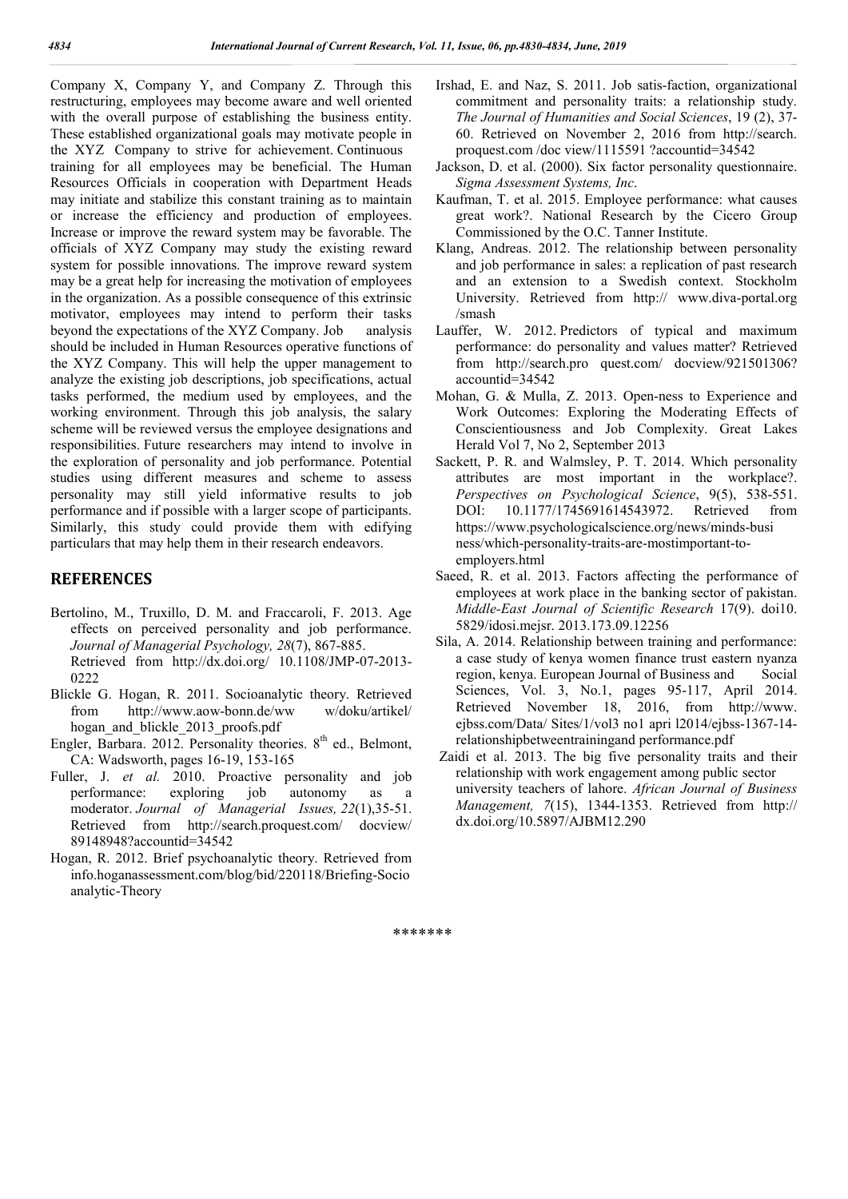Company X, Company Y, and Company Z. Through this restructuring, employees may become aware and well oriented with the overall purpose of establishing the business entity. These established organizational goals may motivate people in the XYZ Company to strive for achievement. Continuous training for all employees may be beneficial. The Human Resources Officials in cooperation with Department Heads may initiate and stabilize this constant training as to maintain or increase the efficiency and production of employees. Increase or improve the reward system may be favorable. The officials of XYZ Company may study the existing reward system for possible innovations. The improve reward system may be a great help for increasing the motivation of employees in the organization. As a possible consequence of this extrinsic motivator, employees may intend to perform their tasks beyond the expectations of the XYZ Company. Job analysis should be included in Human Resources operative functions of the XYZ Company. This will help the upper management to analyze the existing job descriptions, job specifications, actual tasks performed, the medium used by employees, and the working environment. Through this job analysis, the salary scheme will be reviewed versus the employee designations and responsibilities. Future researchers may intend to involve in the exploration of personality and job performance. Potential studies using different measures and scheme to assess personality may still yield informative results to job performance and if possible with a larger scope of participants. Similarly, this study could provide them with edifying particulars that may help them in their research endeavors.

## REFERENCES

Bertolino, M., Truxillo, D. M. and Fraccaroli, F. 2013. Age effects on perceived personality and job performance. *Journal of Managerial Psychology, 28*(7), 867-885. Retrieved from http://dx.doi.org/ 10.1108/JMP-07-2013-0222

Blickle G. Hogan, R. 2011. Socioanalytic theory. Retrieved from http://www.aow-bonn.de/ww w/doku/artikel/ hogan_and_blickle_2013_proofs.pdf

Engler, Barbara. 2012. Personality theories. 8th ed., Belmont, CA: Wadsworth, pages 16-19, 153-165

Fuller, J. *et al.* 2010. Proactive personality and job performance: exploring job autonomy as a moderator. *Journal of Managerial Issues, 22*(1),35-51. Retrieved from http://search.proquest.com/ docview/ 89148948?accountid=34542

Hogan, R. 2012. Brief psychoanalytic theory. Retrieved from info.hoganassessment.com/blog/bid/220118/Briefing-Socio analytic-Theory

Irshad, E. and Naz, S. 2011. Job satis-faction, organizational commitment and personality traits: a relationship study. *The Journal of Humanities and Social Sciences*, 19 (2), 37-60. Retrieved on November 2, 2016 from http://search. proquest.com /doc view/1115591 ?accountid=34542

Jackson, D. et al. (2000). Six factor personality questionnaire. *Sigma Assessment Systems, Inc*.

Kaufman, T. et al. 2015. Employee performance: what causes great work?. National Research by the Cicero Group Commissioned by the O.C. Tanner Institute.

Klang, Andreas. 2012. The relationship between personality and job performance in sales: a replication of past research and an extension to a Swedish context. Stockholm University. Retrieved from http:// www.diva-portal.org /smash

Lauffer, W. 2012. Predictors of typical and maximum performance: do personality and values matter? Retrieved from http://search.pro quest.com/ docview/921501306? accountid=34542

Mohan, G. & Mulla, Z. 2013. Open-ness to Experience and Work Outcomes: Exploring the Moderating Effects of Conscientiousness and Job Complexity. Great Lakes Herald Vol 7, No 2, September 2013

Sackett, P. R. and Walmsley, P. T. 2014. Which personality attributes are most important in the workplace?. *Perspectives on Psychological Science*, 9(5), 538-551. DOI: 10.1177/1745691614543972. Retrieved from https://www.psychologicalscience.org/news/minds-busi ness/which-personality-traits-are-mostimportant-to-employers.html

Saeed, R. et al. 2013. Factors affecting the performance of employees at work place in the banking sector of pakistan. *Middle-East Journal of Scientific Research* 17(9). doi10. 5829/idosi.mejsr. 2013.173.09.12256

Sila, A. 2014. Relationship between training and performance: a case study of kenya women finance trust eastern nyanza region, kenya. European Journal of Business and Social Sciences, Vol. 3, No.1, pages 95-117, April 2014. Retrieved November 18, 2016, from http://www. ejbss.com/Data/ Sites/1/vol3 no1 apri l2014/ejbss-1367-14-relationshipbetweentrainingand performance.pdf

Zaidi et al. 2013. The big five personality traits and their relationship with work engagement among public sector university teachers of lahore. *African Journal of Business Management, 7*(15), 1344-1353. Retrieved from http:// dx.doi.org/10.5897/AJBM12.290

*******